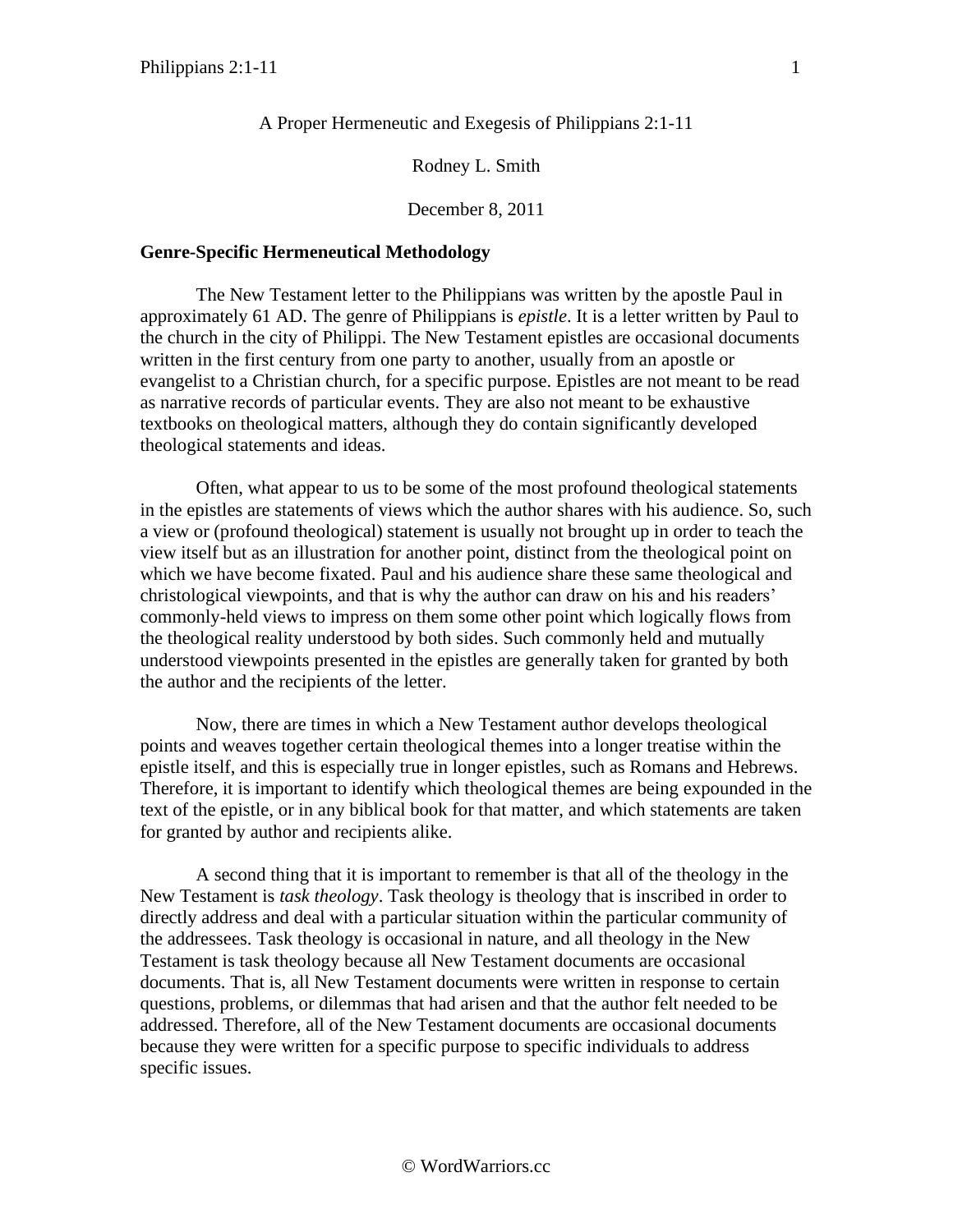A Proper Hermeneutic and Exegesis of Philippians 2:1-11

Rodney L. Smith

December 8, 2011

**Genre-Specific Hermeneutical Methodology**

The New Testament letter to the Philippians was written by the apostle Paul in approximately 61 AD. The genre of Philippians is *epistle*. It is a letter written by Paul to the church in the city of Philippi. The New Testament epistles are occasional documents written in the first century from one party to another, usually from an apostle or evangelist to a Christian church, for a specific purpose. Epistles are not meant to be read as narrative records of particular events. They are also not meant to be exhaustive textbooks on theological matters, although they do contain significantly developed theological statements and ideas.

Often, what appear to us to be some of the most profound theological statements in the epistles are statements of views which the author shares with his audience. So, such a view or (profound theological) statement is usually not brought up in order to teach the view itself but as an illustration for another point, distinct from the theological point on which we have become fixated. Paul and his audience share these same theological and christological viewpoints, and that is why the author can draw on his and his readers' commonly-held views to impress on them some other point which logically flows from the theological reality understood by both sides. Such commonly held and mutually understood viewpoints presented in the epistles are generally taken for granted by both the author and the recipients of the letter.

Now, there are times in which a New Testament author develops theological points and weaves together certain theological themes into a longer treatise within the epistle itself, and this is especially true in longer epistles, such as Romans and Hebrews. Therefore, it is important to identify which theological themes are being expounded in the text of the epistle, or in any biblical book for that matter, and which statements are taken for granted by author and recipients alike.

A second thing that it is important to remember is that all of the theology in the New Testament is *task theology*. Task theology is theology that is inscribed in order to directly address and deal with a particular situation within the particular community of the addressees. Task theology is occasional in nature, and all theology in the New Testament is task theology because all New Testament documents are occasional documents. That is, all New Testament documents were written in response to certain questions, problems, or dilemmas that had arisen and that the author felt needed to be addressed. Therefore, all of the New Testament documents are occasional documents because they were written for a specific purpose to specific individuals to address specific issues.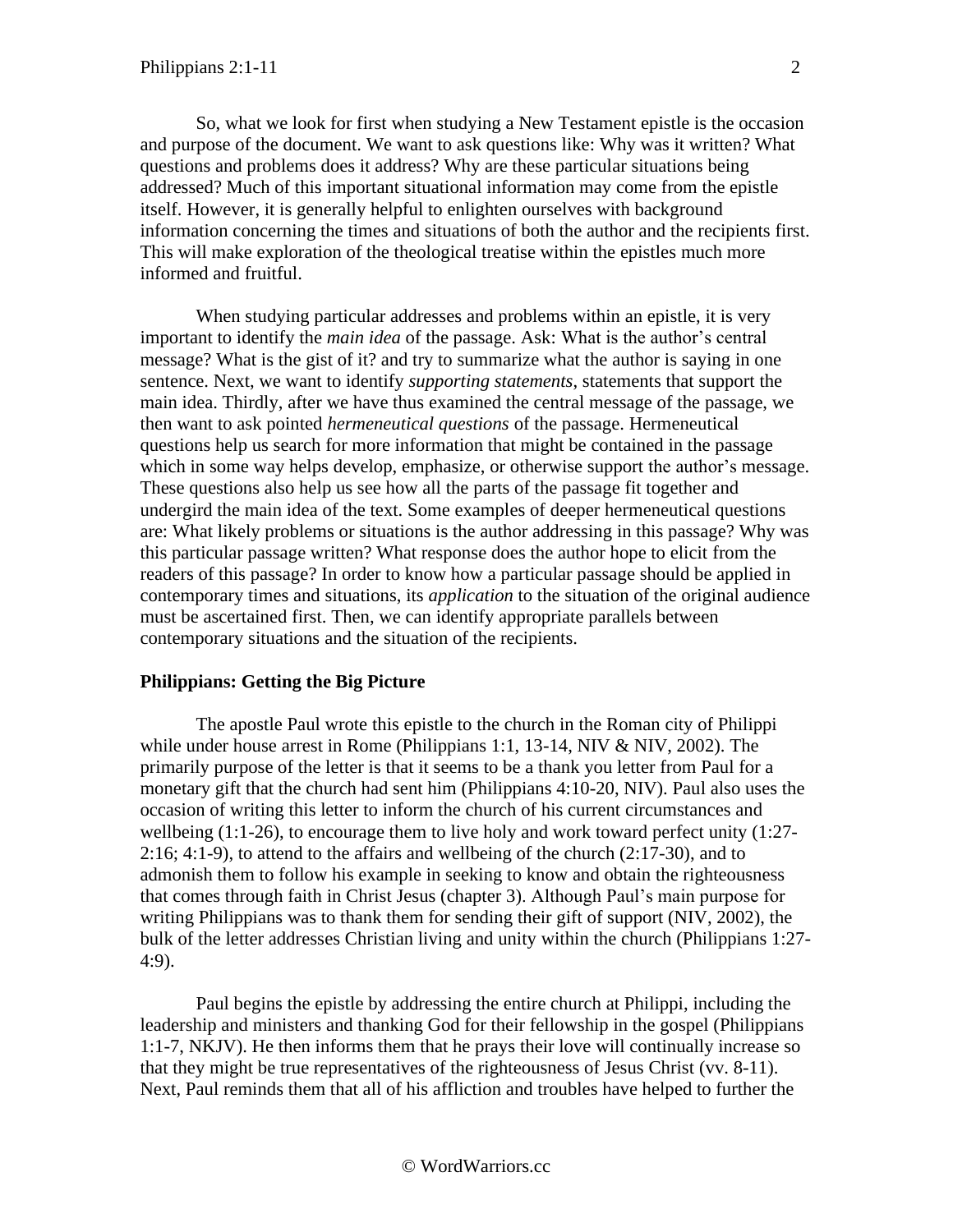So, what we look for first when studying a New Testament epistle is the occasion and purpose of the document. We want to ask questions like: Why was it written? What questions and problems does it address? Why are these particular situations being addressed? Much of this important situational information may come from the epistle itself. However, it is generally helpful to enlighten ourselves with background information concerning the times and situations of both the author and the recipients first. This will make exploration of the theological treatise within the epistles much more informed and fruitful.

When studying particular addresses and problems within an epistle, it is very important to identify the *main idea* of the passage. Ask: What is the author's central message? What is the gist of it? and try to summarize what the author is saying in one sentence. Next, we want to identify *supporting statements*, statements that support the main idea. Thirdly, after we have thus examined the central message of the passage, we then want to ask pointed *hermeneutical questions* of the passage. Hermeneutical questions help us search for more information that might be contained in the passage which in some way helps develop, emphasize, or otherwise support the author's message. These questions also help us see how all the parts of the passage fit together and undergird the main idea of the text. Some examples of deeper hermeneutical questions are: What likely problems or situations is the author addressing in this passage? Why was this particular passage written? What response does the author hope to elicit from the readers of this passage? In order to know how a particular passage should be applied in contemporary times and situations, its *application* to the situation of the original audience must be ascertained first. Then, we can identify appropriate parallels between contemporary situations and the situation of the recipients.

**Philippians: Getting the Big Picture**

The apostle Paul wrote this epistle to the church in the Roman city of Philippi while under house arrest in Rome (Philippians 1:1, 13-14, NIV & NIV, 2002). The primarily purpose of the letter is that it seems to be a thank you letter from Paul for a monetary gift that the church had sent him (Philippians 4:10-20, NIV). Paul also uses the occasion of writing this letter to inform the church of his current circumstances and wellbeing (1:1-26), to encourage them to live holy and work toward perfect unity (1:27-2:16; 4:1-9), to attend to the affairs and wellbeing of the church (2:17-30), and to admonish them to follow his example in seeking to know and obtain the righteousness that comes through faith in Christ Jesus (chapter 3). Although Paul's main purpose for writing Philippians was to thank them for sending their gift of support (NIV, 2002), the bulk of the letter addresses Christian living and unity within the church (Philippians 1:27-4:9).

Paul begins the epistle by addressing the entire church at Philippi, including the leadership and ministers and thanking God for their fellowship in the gospel (Philippians 1:1-7, NKJV). He then informs them that he prays their love will continually increase so that they might be true representatives of the righteousness of Jesus Christ (vv. 8-11). Next, Paul reminds them that all of his affliction and troubles have helped to further the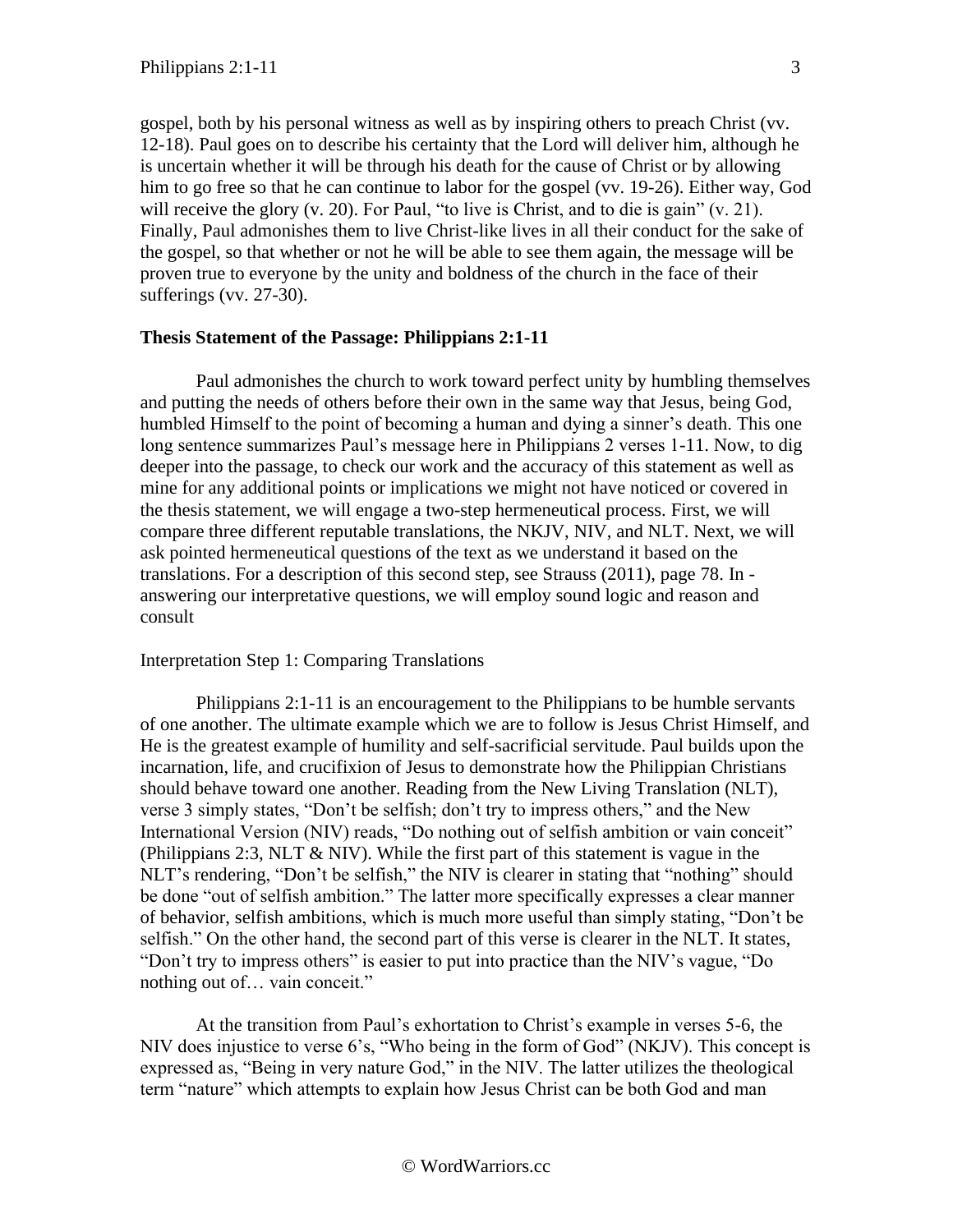gospel, both by his personal witness as well as by inspiring others to preach Christ (vv. 12-18). Paul goes on to describe his certainty that the Lord will deliver him, although he is uncertain whether it will be through his death for the cause of Christ or by allowing him to go free so that he can continue to labor for the gospel (vv. 19-26). Either way, God will receive the glory (v. 20). For Paul, “to live is Christ, and to die is gain” (v. 21). Finally, Paul admonishes them to live Christ-like lives in all their conduct for the sake of the gospel, so that whether or not he will be able to see them again, the message will be proven true to everyone by the unity and boldness of the church in the face of their sufferings (vv. 27-30).

**Thesis Statement of the Passage: Philippians 2:1-11**

Paul admonishes the church to work toward perfect unity by humbling themselves and putting the needs of others before their own in the same way that Jesus, being God, humbled Himself to the point of becoming a human and dying a sinner’s death. This one long sentence summarizes Paul’s message here in Philippians 2 verses 1-11. Now, to dig deeper into the passage, to check our work and the accuracy of this statement as well as mine for any additional points or implications we might not have noticed or covered in the thesis statement, we will engage a two-step hermeneutical process. First, we will compare three different reputable translations, the NKJV, NIV, and NLT. Next, we will ask pointed hermeneutical questions of the text as we understand it based on the translations. For a description of this second step, see Strauss (2011), page 78. In - answering our interpretative questions, we will employ sound logic and reason and consult

Interpretation Step 1: Comparing Translations

Philippians 2:1-11 is an encouragement to the Philippians to be humble servants of one another. The ultimate example which we are to follow is Jesus Christ Himself, and He is the greatest example of humility and self-sacrificial servitude. Paul builds upon the incarnation, life, and crucifixion of Jesus to demonstrate how the Philippian Christians should behave toward one another. Reading from the New Living Translation (NLT), verse 3 simply states, “Don’t be selfish; don’t try to impress others,” and the New International Version (NIV) reads, “Do nothing out of selfish ambition or vain conceit” (Philippians 2:3, NLT & NIV). While the first part of this statement is vague in the NLT’s rendering, “Don’t be selfish,” the NIV is clearer in stating that “nothing” should be done “out of selfish ambition.” The latter more specifically expresses a clear manner of behavior, selfish ambitions, which is much more useful than simply stating, “Don’t be selfish.” On the other hand, the second part of this verse is clearer in the NLT. It states, “Don’t try to impress others” is easier to put into practice than the NIV’s vague, “Do nothing out of… vain conceit.”

At the transition from Paul’s exhortation to Christ’s example in verses 5-6, the NIV does injustice to verse 6’s, “Who being in the form of God” (NKJV). This concept is expressed as, “Being in very nature God,” in the NIV. The latter utilizes the theological term “nature” which attempts to explain how Jesus Christ can be both God and man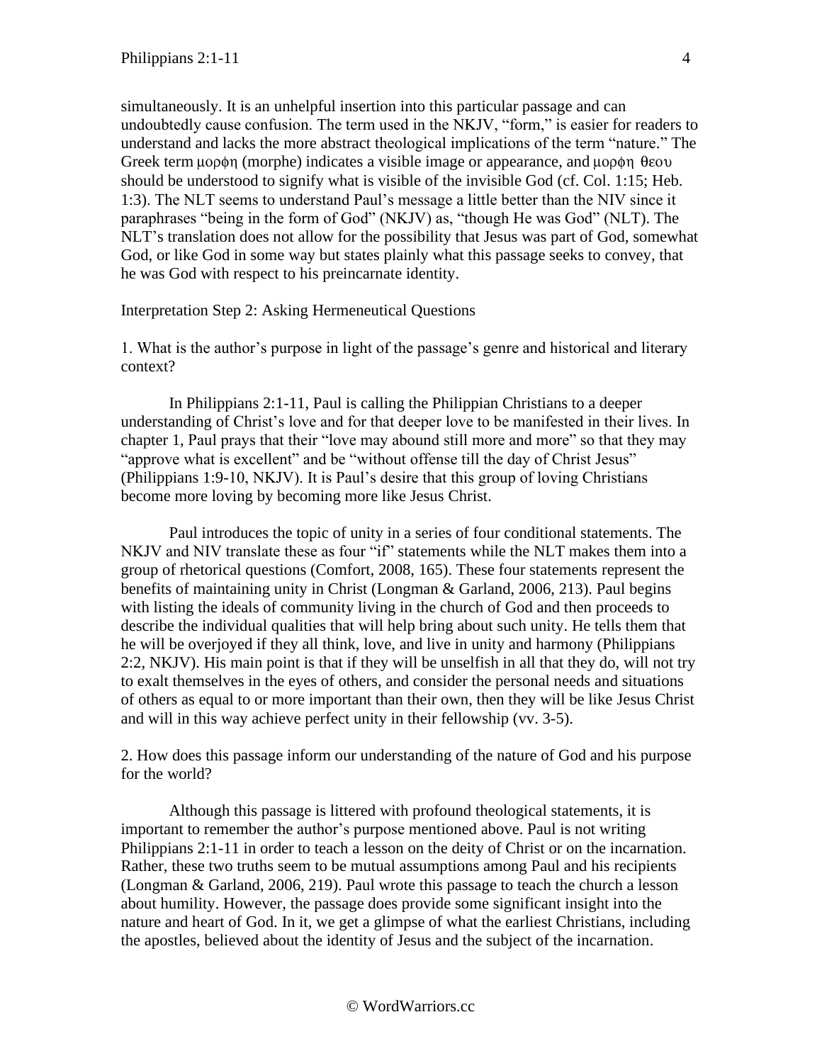simultaneously. It is an unhelpful insertion into this particular passage and can undoubtedly cause confusion. The term used in the NKJV, "form," is easier for readers to understand and lacks the more abstract theological implications of the term "nature." The Greek term μορφη (morphe) indicates a visible image or appearance, and μορφη θεου should be understood to signify what is visible of the invisible God (cf. Col. 1:15; Heb. 1:3). The NLT seems to understand Paul's message a little better than the NIV since it paraphrases "being in the form of God" (NKJV) as, "though He was God" (NLT). The NLT's translation does not allow for the possibility that Jesus was part of God, somewhat God, or like God in some way but states plainly what this passage seeks to convey, that he was God with respect to his preincarnate identity.

Interpretation Step 2: Asking Hermeneutical Questions

1. What is the author's purpose in light of the passage's genre and historical and literary context?

In Philippians 2:1-11, Paul is calling the Philippian Christians to a deeper understanding of Christ's love and for that deeper love to be manifested in their lives. In chapter 1, Paul prays that their "love may abound still more and more" so that they may "approve what is excellent" and be "without offense till the day of Christ Jesus" (Philippians 1:9-10, NKJV). It is Paul's desire that this group of loving Christians become more loving by becoming more like Jesus Christ.

Paul introduces the topic of unity in a series of four conditional statements. The NKJV and NIV translate these as four "if" statements while the NLT makes them into a group of rhetorical questions (Comfort, 2008, 165). These four statements represent the benefits of maintaining unity in Christ (Longman & Garland, 2006, 213). Paul begins with listing the ideals of community living in the church of God and then proceeds to describe the individual qualities that will help bring about such unity. He tells them that he will be overjoyed if they all think, love, and live in unity and harmony (Philippians 2:2, NKJV). His main point is that if they will be unselfish in all that they do, will not try to exalt themselves in the eyes of others, and consider the personal needs and situations of others as equal to or more important than their own, then they will be like Jesus Christ and will in this way achieve perfect unity in their fellowship (vv. 3-5).

2. How does this passage inform our understanding of the nature of God and his purpose for the world?

Although this passage is littered with profound theological statements, it is important to remember the author's purpose mentioned above. Paul is not writing Philippians 2:1-11 in order to teach a lesson on the deity of Christ or on the incarnation. Rather, these two truths seem to be mutual assumptions among Paul and his recipients (Longman & Garland, 2006, 219). Paul wrote this passage to teach the church a lesson about humility. However, the passage does provide some significant insight into the nature and heart of God. In it, we get a glimpse of what the earliest Christians, including the apostles, believed about the identity of Jesus and the subject of the incarnation.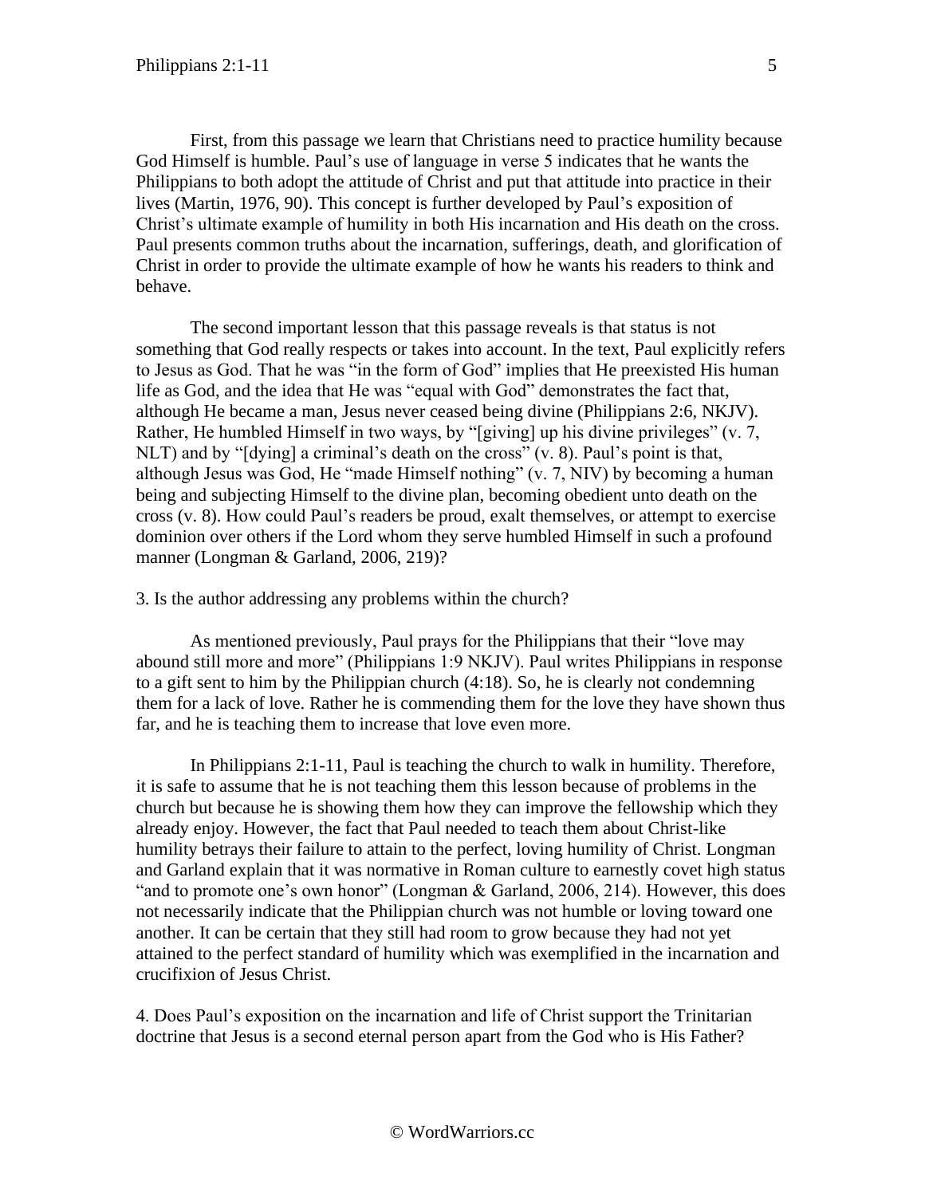First, from this passage we learn that Christians need to practice humility because God Himself is humble. Paul's use of language in verse 5 indicates that he wants the Philippians to both adopt the attitude of Christ and put that attitude into practice in their lives (Martin, 1976, 90). This concept is further developed by Paul's exposition of Christ's ultimate example of humility in both His incarnation and His death on the cross. Paul presents common truths about the incarnation, sufferings, death, and glorification of Christ in order to provide the ultimate example of how he wants his readers to think and behave.

The second important lesson that this passage reveals is that status is not something that God really respects or takes into account. In the text, Paul explicitly refers to Jesus as God. That he was "in the form of God" implies that He preexisted His human life as God, and the idea that He was "equal with God" demonstrates the fact that, although He became a man, Jesus never ceased being divine (Philippians 2:6, NKJV). Rather, He humbled Himself in two ways, by "[giving] up his divine privileges" (v. 7, NLT) and by "[dying] a criminal's death on the cross" (v. 8). Paul's point is that, although Jesus was God, He "made Himself nothing" (v. 7, NIV) by becoming a human being and subjecting Himself to the divine plan, becoming obedient unto death on the cross (v. 8). How could Paul's readers be proud, exalt themselves, or attempt to exercise dominion over others if the Lord whom they serve humbled Himself in such a profound manner (Longman & Garland, 2006, 219)?

3. Is the author addressing any problems within the church?

As mentioned previously, Paul prays for the Philippians that their "love may abound still more and more" (Philippians 1:9 NKJV). Paul writes Philippians in response to a gift sent to him by the Philippian church (4:18). So, he is clearly not condemning them for a lack of love. Rather he is commending them for the love they have shown thus far, and he is teaching them to increase that love even more.

In Philippians 2:1-11, Paul is teaching the church to walk in humility. Therefore, it is safe to assume that he is not teaching them this lesson because of problems in the church but because he is showing them how they can improve the fellowship which they already enjoy. However, the fact that Paul needed to teach them about Christ-like humility betrays their failure to attain to the perfect, loving humility of Christ. Longman and Garland explain that it was normative in Roman culture to earnestly covet high status "and to promote one's own honor" (Longman & Garland, 2006, 214). However, this does not necessarily indicate that the Philippian church was not humble or loving toward one another. It can be certain that they still had room to grow because they had not yet attained to the perfect standard of humility which was exemplified in the incarnation and crucifixion of Jesus Christ.

4. Does Paul's exposition on the incarnation and life of Christ support the Trinitarian doctrine that Jesus is a second eternal person apart from the God who is His Father?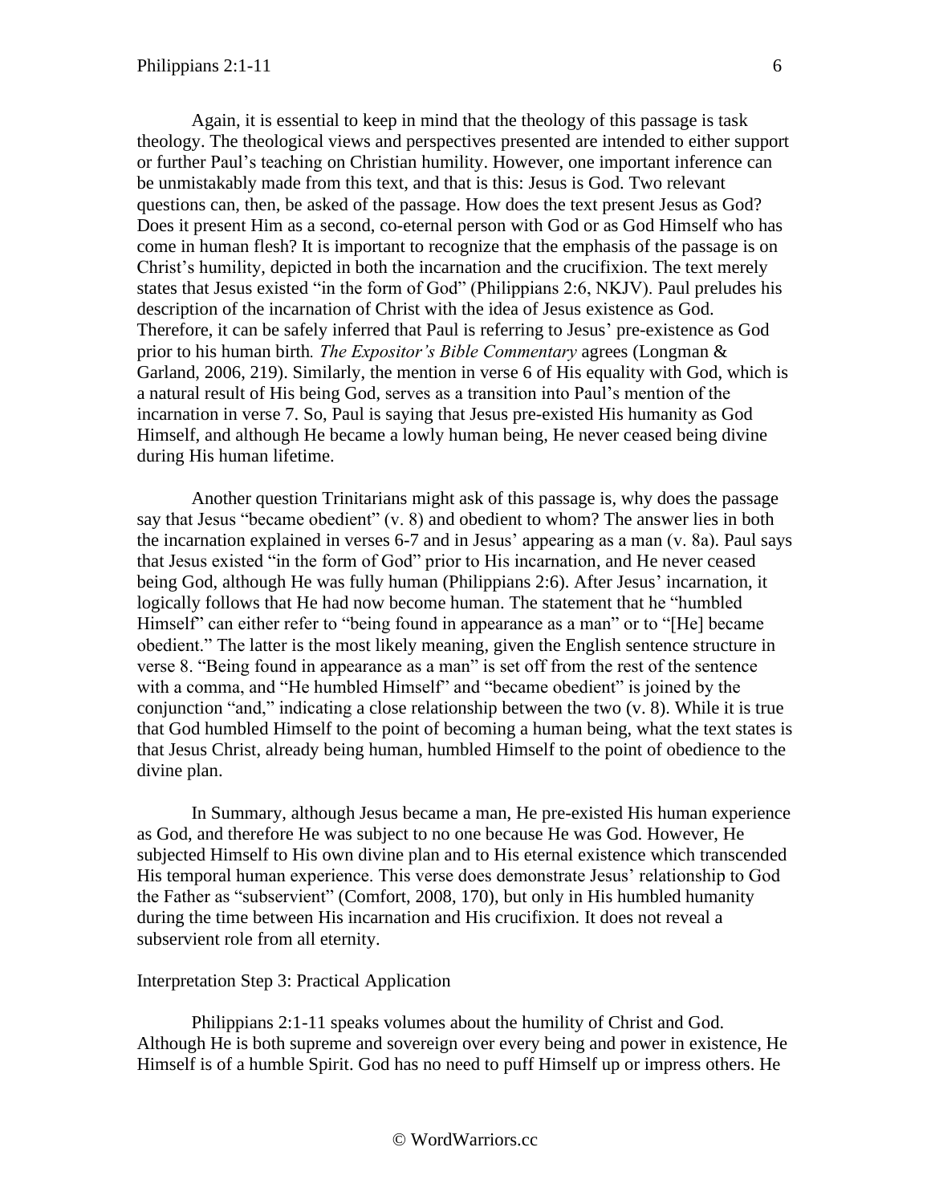Again, it is essential to keep in mind that the theology of this passage is task theology. The theological views and perspectives presented are intended to either support or further Paul's teaching on Christian humility. However, one important inference can be unmistakably made from this text, and that is this: Jesus is God. Two relevant questions can, then, be asked of the passage. How does the text present Jesus as God? Does it present Him as a second, co-eternal person with God or as God Himself who has come in human flesh? It is important to recognize that the emphasis of the passage is on Christ's humility, depicted in both the incarnation and the crucifixion. The text merely states that Jesus existed "in the form of God" (Philippians 2:6, NKJV). Paul preludes his description of the incarnation of Christ with the idea of Jesus existence as God. Therefore, it can be safely inferred that Paul is referring to Jesus' pre-existence as God prior to his human birth*. The Expositor's Bible Commentary* agrees (Longman & Garland, 2006, 219). Similarly, the mention in verse 6 of His equality with God, which is a natural result of His being God, serves as a transition into Paul's mention of the incarnation in verse 7. So, Paul is saying that Jesus pre-existed His humanity as God Himself, and although He became a lowly human being, He never ceased being divine during His human lifetime.

Another question Trinitarians might ask of this passage is, why does the passage say that Jesus "became obedient" (v. 8) and obedient to whom? The answer lies in both the incarnation explained in verses 6-7 and in Jesus' appearing as a man (v. 8a). Paul says that Jesus existed "in the form of God" prior to His incarnation, and He never ceased being God, although He was fully human (Philippians 2:6). After Jesus' incarnation, it logically follows that He had now become human. The statement that he "humbled Himself" can either refer to "being found in appearance as a man" or to "[He] became obedient." The latter is the most likely meaning, given the English sentence structure in verse 8. "Being found in appearance as a man" is set off from the rest of the sentence with a comma, and "He humbled Himself" and "became obedient" is joined by the conjunction "and," indicating a close relationship between the two (v. 8). While it is true that God humbled Himself to the point of becoming a human being, what the text states is that Jesus Christ, already being human, humbled Himself to the point of obedience to the divine plan.

In Summary, although Jesus became a man, He pre-existed His human experience as God, and therefore He was subject to no one because He was God. However, He subjected Himself to His own divine plan and to His eternal existence which transcended His temporal human experience. This verse does demonstrate Jesus' relationship to God the Father as "subservient" (Comfort, 2008, 170), but only in His humbled humanity during the time between His incarnation and His crucifixion. It does not reveal a subservient role from all eternity.

Interpretation Step 3: Practical Application

Philippians 2:1-11 speaks volumes about the humility of Christ and God. Although He is both supreme and sovereign over every being and power in existence, He Himself is of a humble Spirit. God has no need to puff Himself up or impress others. He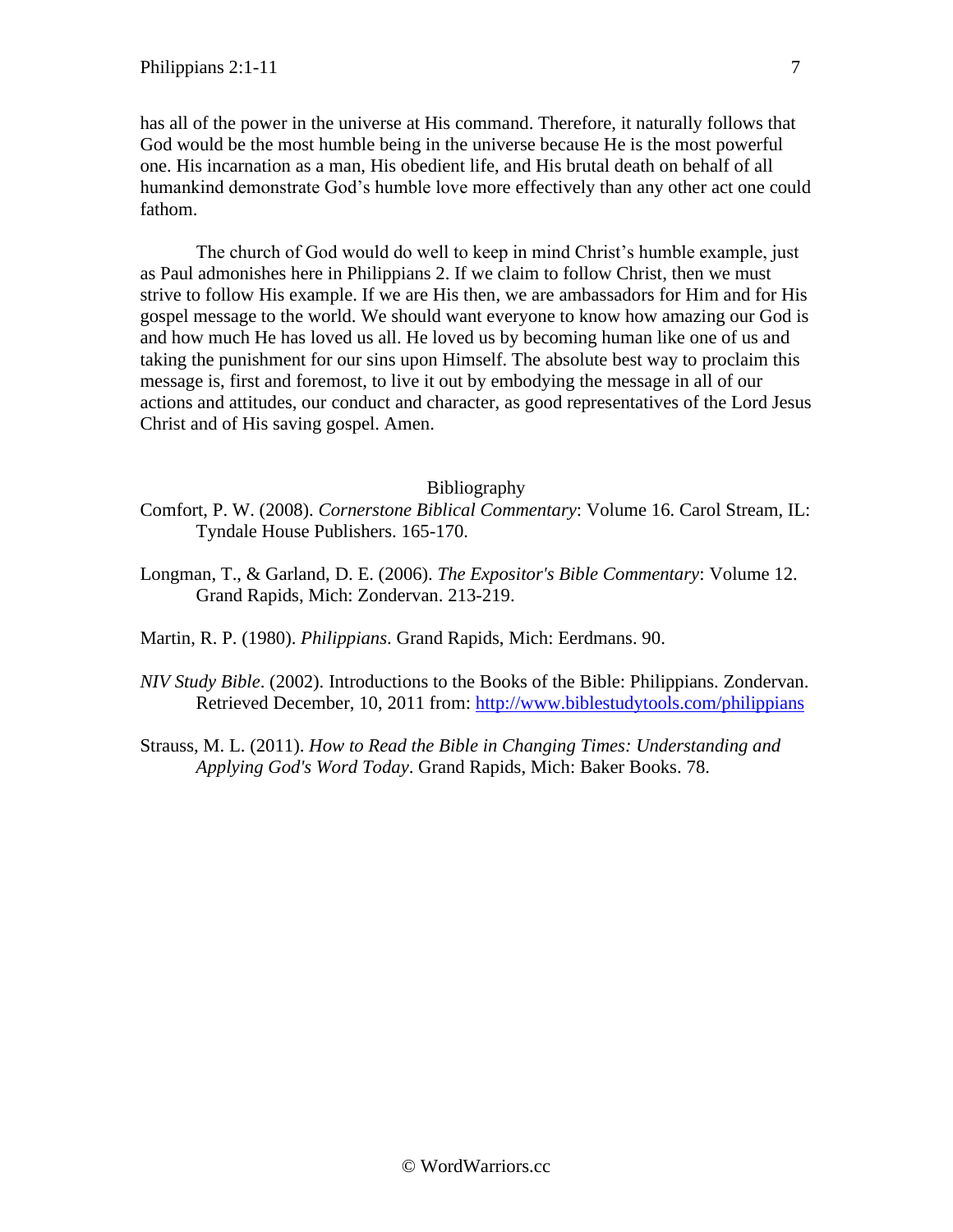has all of the power in the universe at His command. Therefore, it naturally follows that God would be the most humble being in the universe because He is the most powerful one. His incarnation as a man, His obedient life, and His brutal death on behalf of all humankind demonstrate God's humble love more effectively than any other act one could fathom.

The church of God would do well to keep in mind Christ's humble example, just as Paul admonishes here in Philippians 2. If we claim to follow Christ, then we must strive to follow His example. If we are His then, we are ambassadors for Him and for His gospel message to the world. We should want everyone to know how amazing our God is and how much He has loved us all. He loved us by becoming human like one of us and taking the punishment for our sins upon Himself. The absolute best way to proclaim this message is, first and foremost, to live it out by embodying the message in all of our actions and attitudes, our conduct and character, as good representatives of the Lord Jesus Christ and of His saving gospel. Amen.

## Bibliography

Comfort, P. W. (2008). *Cornerstone Biblical Commentary*: Volume 16. Carol Stream, IL: Tyndale House Publishers. 165-170.

Longman, T., & Garland, D. E. (2006). *The Expositor's Bible Commentary*: Volume 12. Grand Rapids, Mich: Zondervan. 213-219.

Martin, R. P. (1980). *Philippians*. Grand Rapids, Mich: Eerdmans. 90.

*NIV Study Bible*. (2002). Introductions to the Books of the Bible: Philippians. Zondervan. Retrieved December, 10, 2011 from: http://www.biblestudytools.com/philippians

Strauss, M. L. (2011). *How to Read the Bible in Changing Times: Understanding and Applying God's Word Today*. Grand Rapids, Mich: Baker Books. 78.

© WordWarriors.cc